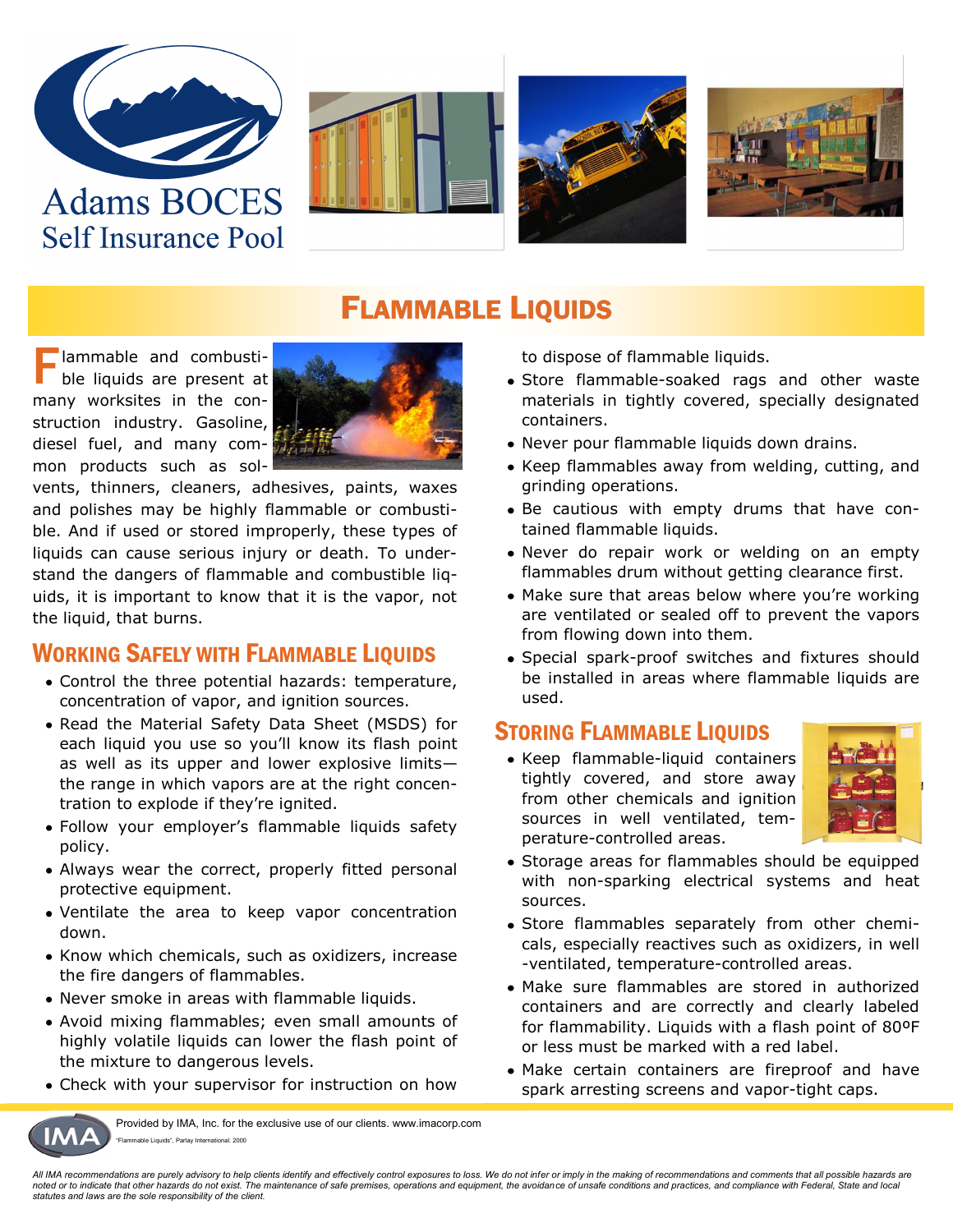Adams BOCES
Self Insurance Pool

# Flammable Liquids

Flammable and combustible liquids are present at many worksites in the construction industry. Gasoline, diesel fuel, and many common products such as solvents, thinners, cleaners, adhesives, paints, waxes and polishes may be highly flammable or combustible. And if used or stored improperly, these types of liquids can cause serious injury or death. To understand the dangers of flammable and combustible liquids, it is important to know that it is the vapor, not the liquid, that burns.

## Working Safely with Flammable Liquids

- Control the three potential hazards: temperature, concentration of vapor, and ignition sources.
- Read the Material Safety Data Sheet (MSDS) for each liquid you use so you'll know its flash point as well as its upper and lower explosive limits—the range in which vapors are at the right concentration to explode if they're ignited.
- Follow your employer's flammable liquids safety policy.
- Always wear the correct, properly fitted personal protective equipment.
- Ventilate the area to keep vapor concentration down.
- Know which chemicals, such as oxidizers, increase the fire dangers of flammables.
- Never smoke in areas with flammable liquids.
- Avoid mixing flammables; even small amounts of highly volatile liquids can lower the flash point of the mixture to dangerous levels.
- Check with your supervisor for instruction on how to dispose of flammable liquids.
- Store flammable-soaked rags and other waste materials in tightly covered, specially designated containers.
- Never pour flammable liquids down drains.
- Keep flammables away from welding, cutting, and grinding operations.
- Be cautious with empty drums that have contained flammable liquids.
- Never do repair work or welding on an empty flammables drum without getting clearance first.
- Make sure that areas below where you're working are ventilated or sealed off to prevent the vapors from flowing down into them.
- Special spark-proof switches and fixtures should be installed in areas where flammable liquids are used.

## Storing Flammable Liquids

- Keep flammable-liquid containers tightly covered, and store away from other chemicals and ignition sources in well ventilated, temperature-controlled areas.
- Storage areas for flammables should be equipped with non-sparking electrical systems and heat sources.
- Store flammables separately from other chemicals, especially reactives such as oxidizers, in well-ventilated, temperature-controlled areas.
- Make sure flammables are stored in authorized containers and are correctly and clearly labeled for flammability. Liquids with a flash point of 80ºF or less must be marked with a red label.
- Make certain containers are fireproof and have spark arresting screens and vapor-tight caps.

Provided by IMA, Inc. for the exclusive use of our clients. www.imacorp.com

"Flammable Liquids", Parlay International. 2000

*All IMA recommendations are purely advisory to help clients identify and effectively control exposures to loss. We do not infer or imply in the making of recommendations and comments that all possible hazards are noted or to indicate that other hazards do not exist. The maintenance of safe premises, operations and equipment, the avoidance of unsafe conditions and practices, and compliance with Federal, State and local statutes and laws are the sole responsibility of the client.*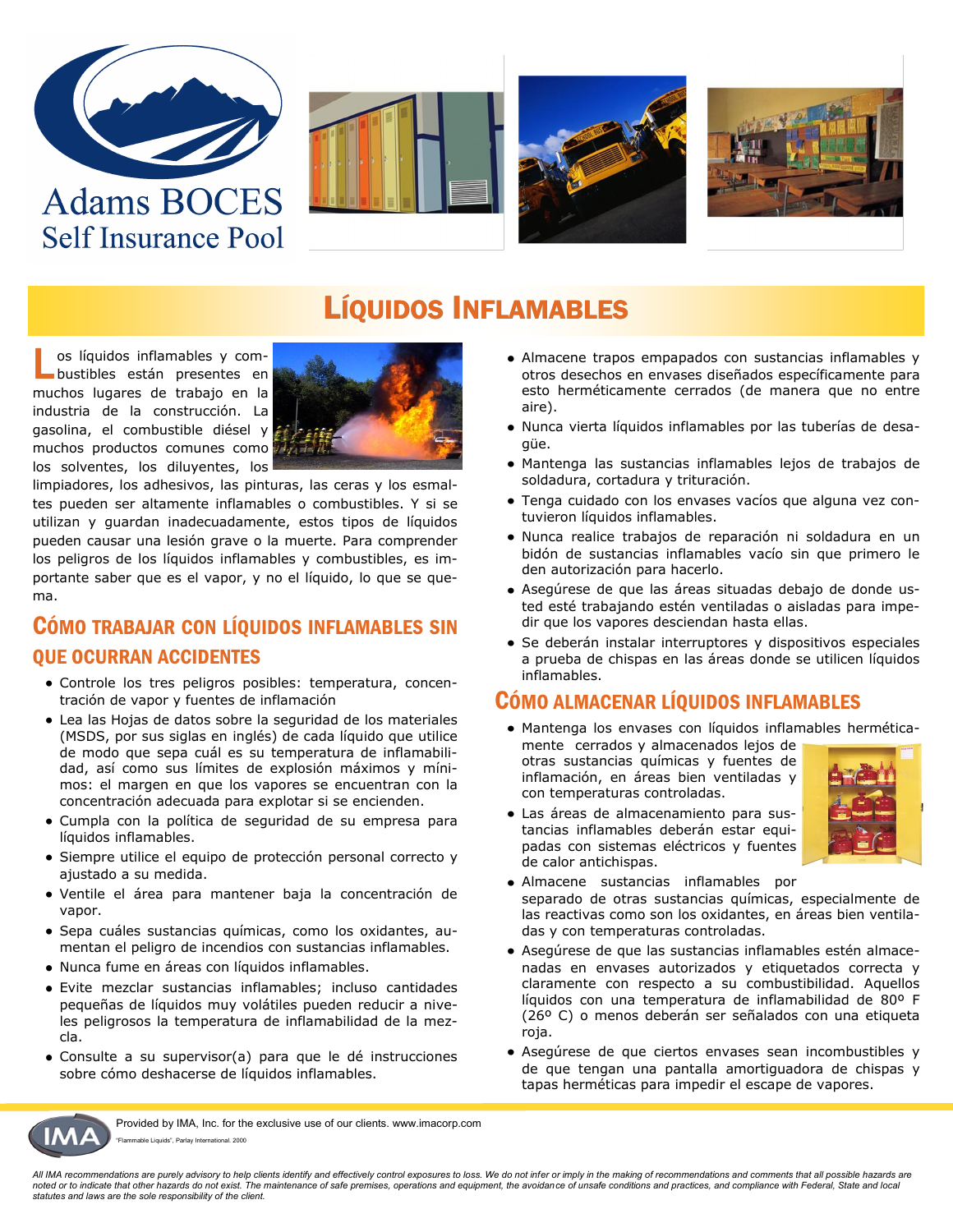Adams BOCES
Self Insurance Pool

# Líquidos Inflamables

Los líquidos inflamables y combustibles están presentes en muchos lugares de trabajo en la industria de la construcción. La gasolina, el combustible diésel y muchos productos comunes como los solventes, los diluyentes, los limpiadores, los adhesivos, las pinturas, las ceras y los esmaltes pueden ser altamente inflamables o combustibles. Y si se utilizan y guardan inadecuadamente, estos tipos de líquidos pueden causar una lesión grave o la muerte. Para comprender los peligros de los líquidos inflamables y combustibles, es importante saber que es el vapor, y no el líquido, lo que se quema.

## Cómo trabajar con líquidos inflamables sin que ocurran accidentes

- Controle los tres peligros posibles: temperatura, concentración de vapor y fuentes de inflamación
- Lea las Hojas de datos sobre la seguridad de los materiales (MSDS, por sus siglas en inglés) de cada líquido que utilice de modo que sepa cuál es su temperatura de inflamabilidad, así como sus límites de explosión máximos y mínimos: el margen en que los vapores se encuentran con la concentración adecuada para explotar si se encienden.
- Cumpla con la política de seguridad de su empresa para líquidos inflamables.
- Siempre utilice el equipo de protección personal correcto y ajustado a su medida.
- Ventile el área para mantener baja la concentración de vapor.
- Sepa cuáles sustancias químicas, como los oxidantes, aumentan el peligro de incendios con sustancias inflamables.
- Nunca fume en áreas con líquidos inflamables.
- Evite mezclar sustancias inflamables; incluso cantidades pequeñas de líquidos muy volátiles pueden reducir a niveles peligrosos la temperatura de inflamabilidad de la mezcla.
- Consulte a su supervisor(a) para que le dé instrucciones sobre cómo deshacerse de líquidos inflamables.
- Almacene trapos empapados con sustancias inflamables y otros desechos en envases diseñados específicamente para esto herméticamente cerrados (de manera que no entre aire).
- Nunca vierta líquidos inflamables por las tuberías de desagüe.
- Mantenga las sustancias inflamables lejos de trabajos de soldadura, cortadura y trituración.
- Tenga cuidado con los envases vacíos que alguna vez contuvieron líquidos inflamables.
- Nunca realice trabajos de reparación ni soldadura en un bidón de sustancias inflamables vacío sin que primero le den autorización para hacerlo.
- Asegúrese de que las áreas situadas debajo de donde usted esté trabajando estén ventiladas o aisladas para impedir que los vapores desciendan hasta ellas.
- Se deberán instalar interruptores y dispositivos especiales a prueba de chispas en las áreas donde se utilicen líquidos inflamables.

## Cómo almacenar líquidos inflamables

- Mantenga los envases con líquidos inflamables herméticamente cerrados y almacenados lejos de otras sustancias químicas y fuentes de inflamación, en áreas bien ventiladas y con temperaturas controladas.
- Las áreas de almacenamiento para sustancias inflamables deberán estar equipadas con sistemas eléctricos y fuentes de calor antichispas.
- Almacene sustancias inflamables por separado de otras sustancias químicas, especialmente de las reactivas como son los oxidantes, en áreas bien ventiladas y con temperaturas controladas.
- Asegúrese de que las sustancias inflamables estén almacenadas en envases autorizados y etiquetados correcta y claramente con respecto a su combustibilidad. Aquellos líquidos con una temperatura de inflamabilidad de 80º F (26º C) o menos deberán ser señalados con una etiqueta roja.
- Asegúrese de que ciertos envases sean incombustibles y de que tengan una pantalla amortiguadora de chispas y tapas herméticas para impedir el escape de vapores.

Provided by IMA, Inc. for the exclusive use of our clients. www.imacorp.com

"Flammable Liquids", Parlay International. 2000

*All IMA recommendations are purely advisory to help clients identify and effectively control exposures to loss. We do not infer or imply in the making of recommendations and comments that all possible hazards are noted or to indicate that other hazards do not exist. The maintenance of safe premises, operations and equipment, the avoidance of unsafe conditions and practices, and compliance with Federal, State and local statutes and laws are the sole responsibility of the client.*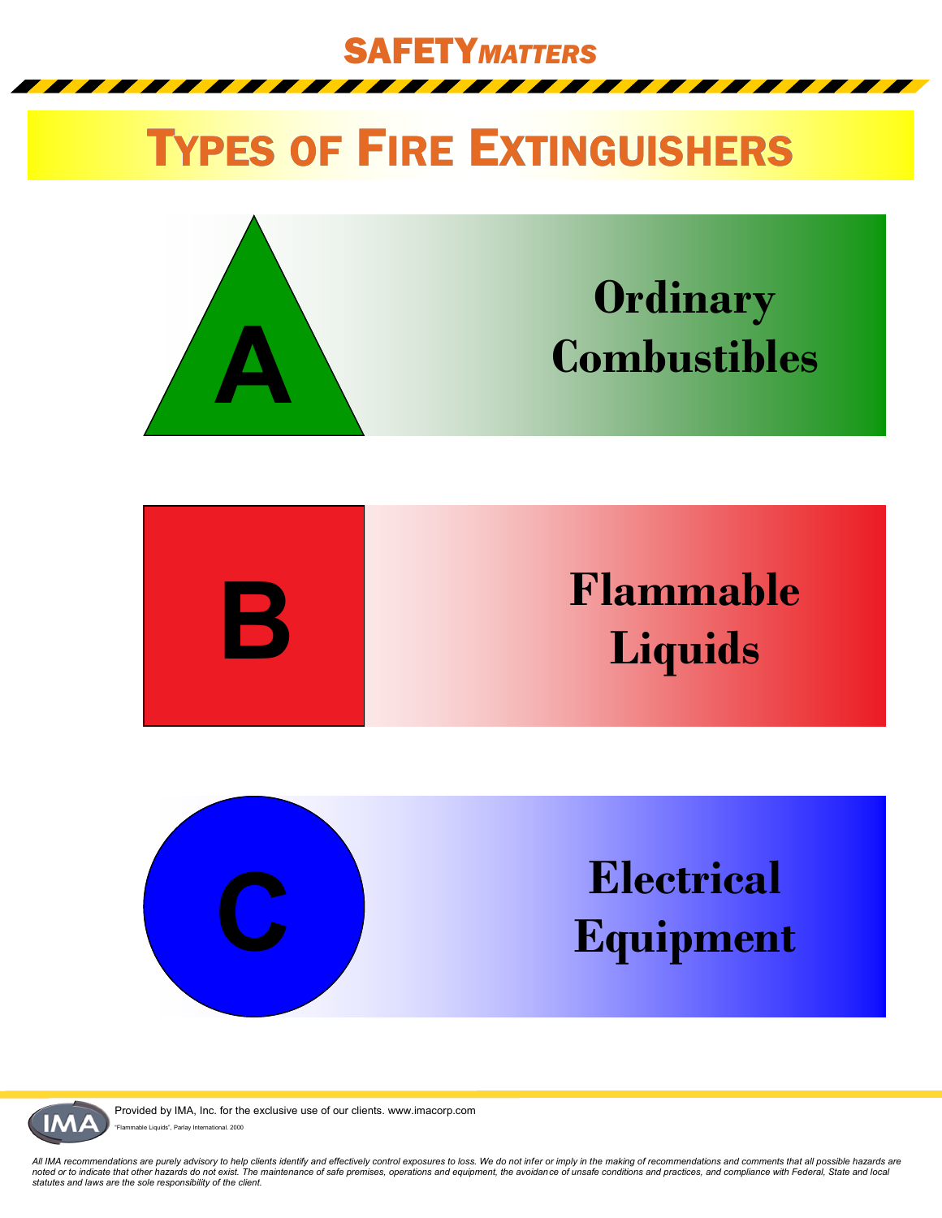# SAFETY*MATTERS*

## Types of Fire Extinguishers

**A** — **Ordinary Combustibles**

**B** — **Flammable Liquids**

**C** — **Electrical Equipment**

Provided by IMA, Inc. for the exclusive use of our clients. www.imacorp.com

"Flammable Liquids", Parlay International. 2000

*All IMA recommendations are purely advisory to help clients identify and effectively control exposures to loss. We do not infer or imply in the making of recommendations and comments that all possible hazards are noted or to indicate that other hazards do not exist. The maintenance of safe premises, operations and equipment, the avoidance of unsafe conditions and practices, and compliance with Federal, State and local statutes and laws are the sole responsibility of the client.*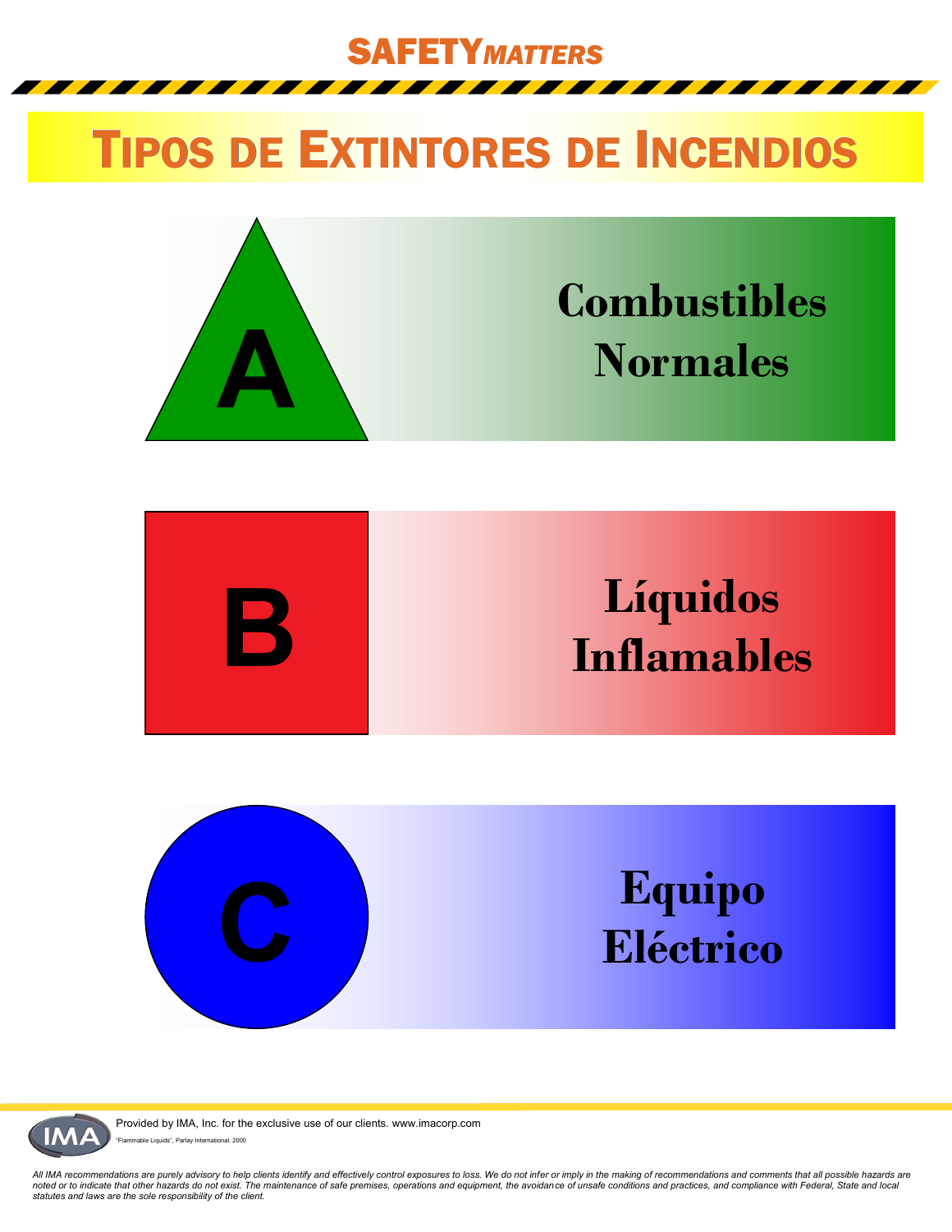**SAFETY*MATTERS***

# Tipos de Extintores de Incendios

**A** — **Combustibles Normales**

**B** — **Líquidos Inflamables**

**C** — **Equipo Eléctrico**

Provided by IMA, Inc. for the exclusive use of our clients. www.imacorp.com

"Flammable Liquids", Parlay International. 2000

*All IMA recommendations are purely advisory to help clients identify and effectively control exposures to loss. We do not infer or imply in the making of recommendations and comments that all possible hazards are noted or to indicate that other hazards do not exist. The maintenance of safe premises, operations and equipment, the avoidance of unsafe conditions and practices, and compliance with Federal, State and local statutes and laws are the sole responsibility of the client.*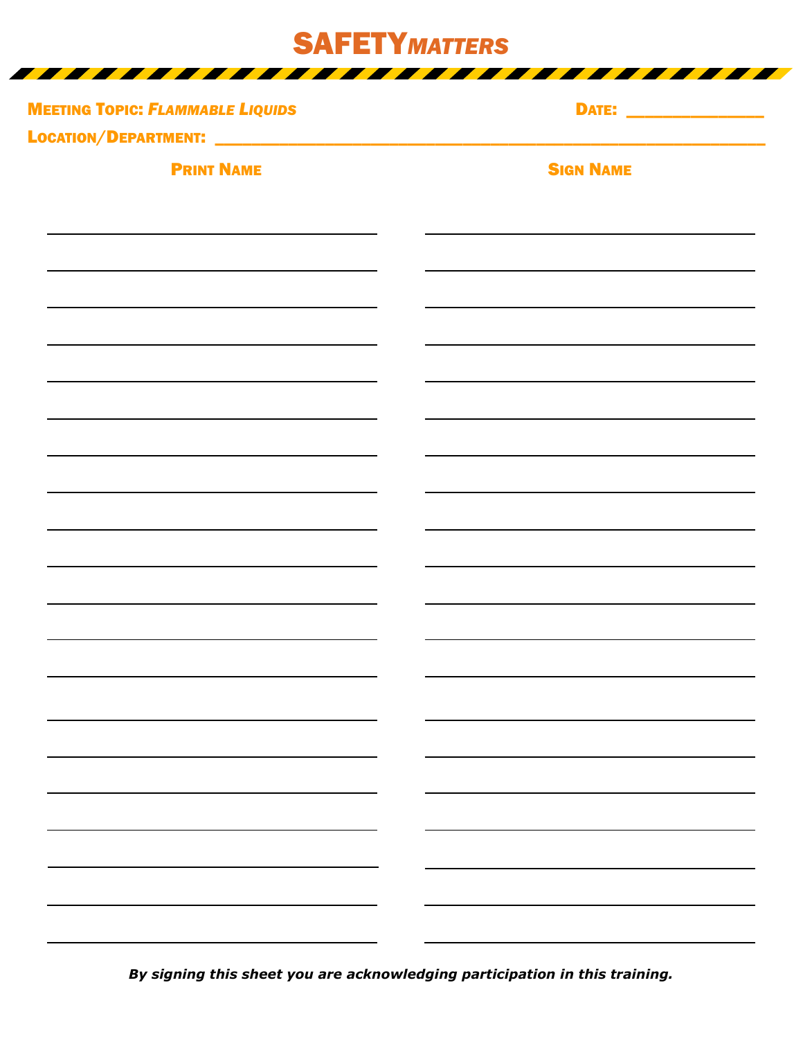# SAFETY*MATTERS*

**Meeting Topic:** ***Flammable Liquids*** **Date:** ______________

**Location/Department:** ________________________________________________________

| Print Name | Sign Name |
|---|---|
| | |
| | |
| | |
| | |
| | |
| | |
| | |
| | |
| | |
| | |
| | |
| | |
| | |
| | |
| | |
| | |
| | |
| | |
| | |
| | |

***By signing this sheet you are acknowledging participation in this training.***